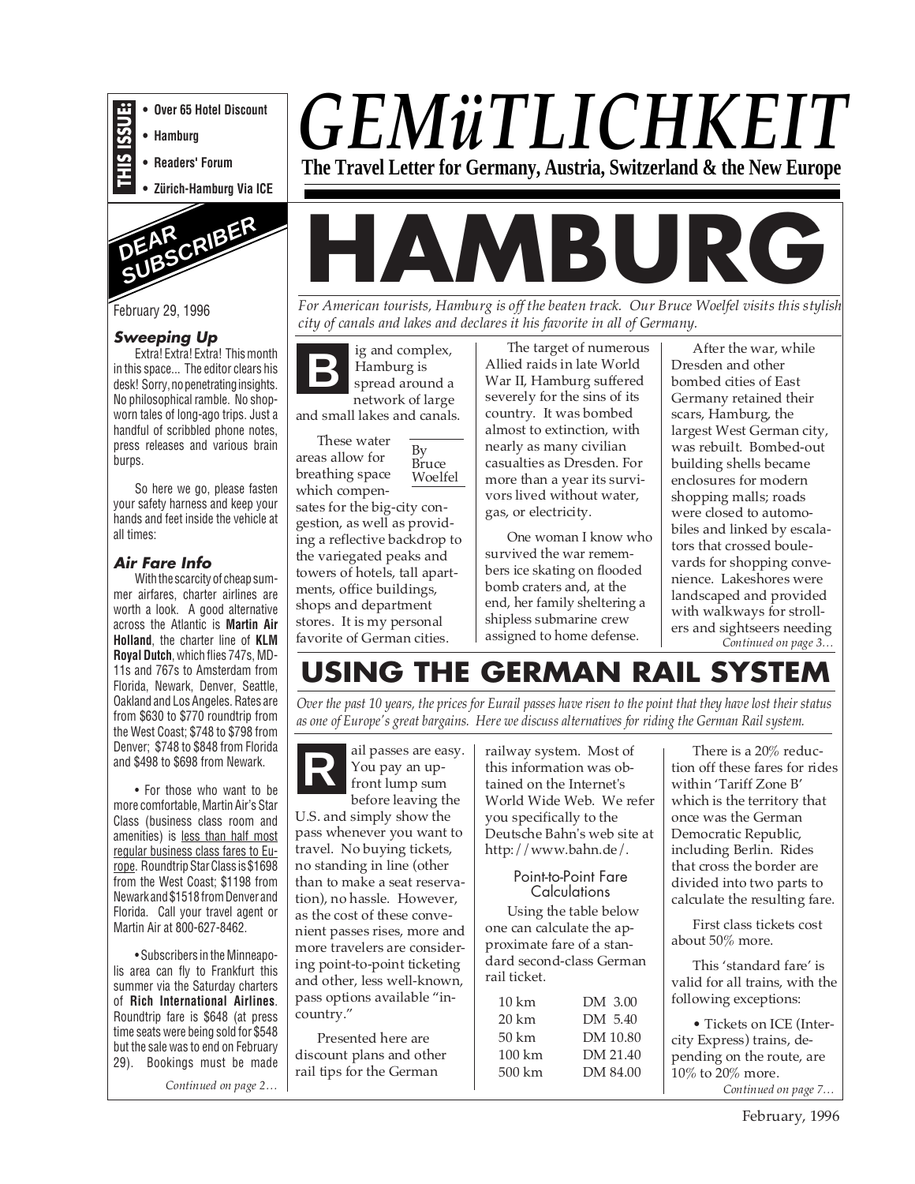**THIS ISSUE:**
- Over 65 Hotel Discount
- Hamburg
- Readers' Forum
- Zürich-Hamburg Via ICE

# GEMüTLICHKEIT

**The Travel Letter for Germany, Austria, Switzerland & the New Europe**

## DEAR SUBSCRIBER

February 29, 1996

### Sweeping Up

Extra! Extra! Extra! This month in this space... The editor clears his desk! Sorry, no penetrating insights. No philosophical ramble. No shop-worn tales of long-ago trips. Just a handful of scribbled phone notes, press releases and various brain burps.

So here we go, please fasten your safety harness and keep your hands and feet inside the vehicle at all times:

### Air Fare Info

With the scarcity of cheap summer airfares, charter airlines are worth a look. A good alternative across the Atlantic is **Martin Air Holland**, the charter line of **KLM Royal Dutch**, which flies 747s, MD-11s and 767s to Amsterdam from Florida, Newark, Denver, Seattle, Oakland and Los Angeles. Rates are from $630 to $770 roundtrip from the West Coast; $748 to $798 from Denver; $748 to $848 from Florida and $498 to $698 from Newark.

• For those who want to be more comfortable, Martin Air's Star Class (business class room and amenities) is less than half most regular business class fares to Europe. Roundtrip Star Class is $1698 from the West Coast; $1198 from Newark and $1518 from Denver and Florida. Call your travel agent or Martin Air at 800-627-8462.

• Subscribers in the Minneapolis area can fly to Frankfurt this summer via the Saturday charters of **Rich International Airlines**. Roundtrip fare is $648 (at press time seats were being sold for $548 but the sale was to end on February 29). Bookings must be made

*Continued on page 2…*

# HAMBURG

*For American tourists, Hamburg is off the beaten track. Our Bruce Woelfel visits this stylish city of canals and lakes and declares it his favorite in all of Germany.*

By Bruce Woelfel

Big and complex, Hamburg is spread around a network of large and small lakes and canals.

These water areas allow for breathing space which compensates for the big-city congestion, as well as providing a reflective backdrop to the variegated peaks and towers of hotels, tall apartments, office buildings, shops and department stores. It is my personal favorite of German cities.

The target of numerous Allied raids in late World War II, Hamburg suffered severely for the sins of its country. It was bombed almost to extinction, with nearly as many civilian casualties as Dresden. For more than a year its survivors lived without water, gas, or electricity.

One woman I know who survived the war remembers ice skating on flooded bomb craters and, at the end, her family sheltering a shipless submarine crew assigned to home defense.

After the war, while Dresden and other bombed cities of East Germany retained their scars, Hamburg, the largest West German city, was rebuilt. Bombed-out building shells became enclosures for modern shopping malls; roads were closed to automobiles and linked by escalators that crossed boulevards for shopping convenience. Lakeshores were landscaped and provided with walkways for strollers and sightseers needing

*Continued on page 3…*

# USING THE GERMAN RAIL SYSTEM

*Over the past 10 years, the prices for Eurail passes have risen to the point that they have lost their status as one of Europe's great bargains. Here we discuss alternatives for riding the German Rail system.*

Rail passes are easy. You pay an up-front lump sum before leaving the U.S. and simply show the pass whenever you want to travel. No buying tickets, no standing in line (other than to make a seat reservation), no hassle. However, as the cost of these convenient passes rises, more and more travelers are considering point-to-point ticketing and other, less well-known, pass options available "in-country."

Presented here are discount plans and other rail tips for the German railway system. Most of this information was obtained on the Internet's World Wide Web. We refer you specifically to the Deutsche Bahn's web site at http://www.bahn.de/.

### Point-to-Point Fare Calculations

Using the table below one can calculate the approximate fare of a standard second-class German rail ticket.

| | |
|---|---|
| 10 km | DM 3.00 |
| 20 km | DM 5.40 |
| 50 km | DM 10.80 |
| 100 km | DM 21.40 |
| 500 km | DM 84.00 |

There is a 20% reduction off these fares for rides within 'Tariff Zone B' which is the territory that once was the German Democratic Republic, including Berlin. Rides that cross the border are divided into two parts to calculate the resulting fare.

First class tickets cost about 50% more.

This 'standard fare' is valid for all trains, with the following exceptions:

• Tickets on ICE (Intercity Express) trains, depending on the route, are 10% to 20% more.

*Continued on page 7…*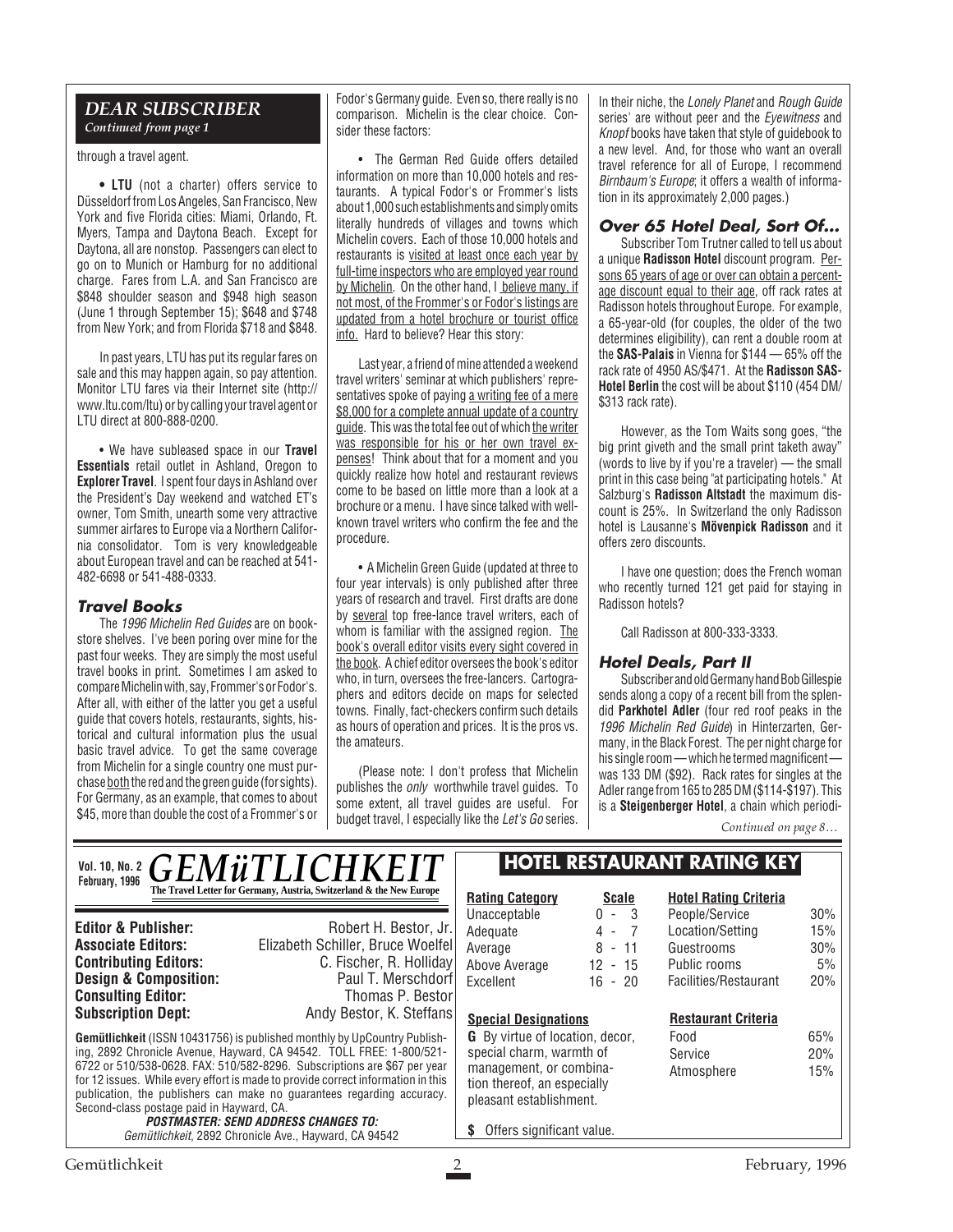## DEAR SUBSCRIBER

*Continued from page 1*

through a travel agent.

• **LTU** (not a charter) offers service to Düsseldorf from Los Angeles, San Francisco, New York and five Florida cities: Miami, Orlando, Ft. Myers, Tampa and Daytona Beach. Except for Daytona, all are nonstop. Passengers can elect to go on to Munich or Hamburg for no additional charge. Fares from L.A. and San Francisco are $848 shoulder season and $948 high season (June 1 through September 15); $648 and $748 from New York; and from Florida $718 and $848.

In past years, LTU has put its regular fares on sale and this may happen again, so pay attention. Monitor LTU fares via their Internet site (http://www.ltu.com/ltu) or by calling your travel agent or LTU direct at 800-888-0200.

• We have subleased space in our **Travel Essentials** retail outlet in Ashland, Oregon to **Explorer Travel**. I spent four days in Ashland over the President's Day weekend and watched ET's owner, Tom Smith, unearth some very attractive summer airfares to Europe via a Northern California consolidator. Tom is very knowledgeable about European travel and can be reached at 541-482-6698 or 541-488-0333.

### Travel Books

The *1996 Michelin Red Guides* are on bookstore shelves. I've been poring over mine for the past four weeks. They are simply the most useful travel books in print. Sometimes I am asked to compare Michelin with, say, Frommer's or Fodor's. After all, with either of the latter you get a useful guide that covers hotels, restaurants, sights, historical and cultural information plus the usual basic travel advice. To get the same coverage from Michelin for a single country one must purchase both the red and the green guide (for sights). For Germany, as an example, that comes to about $45, more than double the cost of a Frommer's or Fodor's Germany guide. Even so, there really is no comparison. Michelin is the clear choice. Consider these factors:

• The German Red Guide offers detailed information on more than 10,000 hotels and restaurants. A typical Fodor's or Frommer's lists about 1,000 such establishments and simply omits literally hundreds of villages and towns which Michelin covers. Each of those 10,000 hotels and restaurants is visited at least once each year by full-time inspectors who are employed year round by Michelin. On the other hand, I believe many, if not most, of the Frommer's or Fodor's listings are updated from a hotel brochure or tourist office info. Hard to believe? Hear this story:

Last year, a friend of mine attended a weekend travel writers' seminar at which publishers' representatives spoke of paying a writing fee of a mere $8,000 for a complete annual update of a country guide. This was the total fee out of which the writer was responsible for his or her own travel expenses! Think about that for a moment and you quickly realize how hotel and restaurant reviews come to be based on little more than a look at a brochure or a menu. I have since talked with well-known travel writers who confirm the fee and the procedure.

• A Michelin Green Guide (updated at three to four year intervals) is only published after three years of research and travel. First drafts are done by several top free-lance travel writers, each of whom is familiar with the assigned region. The book's overall editor visits every sight covered in the book. A chief editor oversees the book's editor who, in turn, oversees the free-lancers. Cartographers and editors decide on maps for selected towns. Finally, fact-checkers confirm such details as hours of operation and prices. It is the pros vs. the amateurs.

(Please note: I don't profess that Michelin publishes the *only* worthwhile travel guides. To some extent, all travel guides are useful. For budget travel, I especially like the *Let's Go* series. In their niche, the *Lonely Planet* and *Rough Guide* series' are without peer and the *Eyewitness* and *Knopf* books have taken that style of guidebook to a new level. And, for those who want an overall travel reference for all of Europe, I recommend *Birnbaum's Europe*; it offers a wealth of information in its approximately 2,000 pages.)

### Over 65 Hotel Deal, Sort Of...

Subscriber Tom Trutner called to tell us about a unique **Radisson Hotel** discount program. Persons 65 years of age or over can obtain a percentage discount equal to their age, off rack rates at Radisson hotels throughout Europe. For example, a 65-year-old (for couples, the older of the two determines eligibility), can rent a double room at the **SAS-Palais** in Vienna for $144 — 65% off the rack rate of 4950 AS/$471. At the **Radisson SAS-Hotel Berlin** the cost will be about $110 (454 DM/$313 rack rate).

However, as the Tom Waits song goes, "the big print giveth and the small print taketh away" (words to live by if you're a traveler) — the small print in this case being "at participating hotels." At Salzburg's **Radisson Altstadt** the maximum discount is 25%. In Switzerland the only Radisson hotel is Lausanne's **Mövenpick Radisson** and it offers zero discounts.

I have one question; does the French woman who recently turned 121 get paid for staying in Radisson hotels?

Call Radisson at 800-333-3333.

### Hotel Deals, Part II

Subscriber and old Germany hand Bob Gillespie sends along a copy of a recent bill from the splendid **Parkhotel Adler** (four red roof peaks in the *1996 Michelin Red Guide*) in Hinterzarten, Germany, in the Black Forest. The per night charge for his single room — which he termed magnificent — was 133 DM ($92). Rack rates for singles at the Adler range from 165 to 285 DM ($114-$197). This is a **Steigenberger Hotel**, a chain which periodi-

*Continued on page 8…*

---

**Vol. 10, No. 2 — February, 1996**

# GEMüTLICHKEIT

**The Travel Letter for Germany, Austria, Switzerland & the New Europe**

**Editor & Publisher:** Robert H. Bestor, Jr.
**Associate Editors:** Elizabeth Schiller, Bruce Woelfel
**Contributing Editors:** C. Fischer, R. Holliday
**Design & Composition:** Paul T. Merschdorf
**Consulting Editor:** Thomas P. Bestor
**Subscription Dept:** Andy Bestor, K. Steffans

**Gemütlichkeit** (ISSN 10431756) is published monthly by UpCountry Publishing, 2892 Chronicle Avenue, Hayward, CA 94542. TOLL FREE: 1-800/521-6722 or 510/538-0628. FAX: 510/582-8296. Subscriptions are $67 per year for 12 issues. While every effort is made to provide correct information in this publication, the publishers can make no guarantees regarding accuracy. Second-class postage paid in Hayward, CA.

**POSTMASTER: SEND ADDRESS CHANGES TO:**
*Gemütlichkeit*, 2892 Chronicle Ave., Hayward, CA 94542

## HOTEL RESTAURANT RATING KEY

| Rating Category | Scale |
|---|---|
| Unacceptable | 0 - 3 |
| Adequate | 4 - 7 |
| Average | 8 - 11 |
| Above Average | 12 - 15 |
| Excellent | 16 - 20 |

| Hotel Rating Criteria | |
|---|---|
| People/Service | 30% |
| Location/Setting | 15% |
| Guestrooms | 30% |
| Public rooms | 5% |
| Facilities/Restaurant | 20% |

| Restaurant Criteria | |
|---|---|
| Food | 65% |
| Service | 20% |
| Atmosphere | 15% |

**Special Designations**

**G** By virtue of location, decor, special charm, warmth of management, or combination thereof, an especially pleasant establishment.

**$** Offers significant value.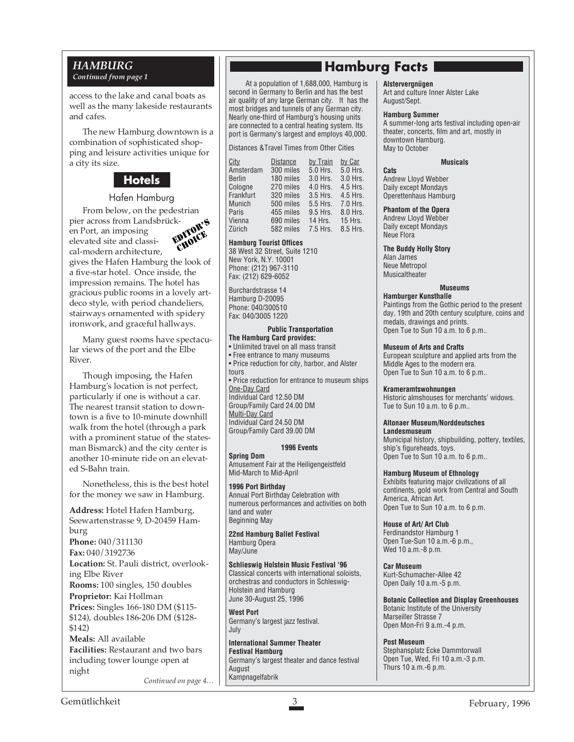## HAMBURG

*Continued from page 1*

access to the lake and canal boats as well as the many lakeside restaurants and cafes.

The new Hamburg downtown is a combination of sophisticated shopping and leisure activities unique for a city its size.

### Hotels

#### Hafen Hamburg

EDITOR'S CHOICE

From below, on the pedestrian pier across from Landsbrücken Port, an imposing elevated site and classical-modern architecture, gives the Hafen Hamburg the look of a five-star hotel. Once inside, the impression remains. The hotel has gracious public rooms in a lovely art-deco style, with period chandeliers, stairways ornamented with spidery ironwork, and graceful hallways.

Many guest rooms have spectacular views of the port and the Elbe River.

Though imposing, the Hafen Hamburg's location is not perfect, particularly if one is without a car. The nearest transit station to downtown is a five to 10-minute downhill walk from the hotel (through a park with a prominent statue of the statesman Bismarck) and the city center is another 10-minute ride on an elevated S-Bahn train.

Nonetheless, this is the best hotel for the money we saw in Hamburg.

**Address:** Hotel Hafen Hamburg, Seewartenstrasse 9, D-20459 Hamburg
**Phone:** 040/311130
**Fax:** 040/3192736
**Location:** St. Pauli district, overlooking Elbe River
**Rooms:** 100 singles, 150 doubles
**Proprietor:** Kai Hollman
**Prices:** Singles 166-180 DM ($115-$124), doubles 186-206 DM ($128-$142)
**Meals:** All available
**Facilities:** Restaurant and two bars including tower lounge open at night

*Continued on page 4…*

## Hamburg Facts

At a population of 1,688,000, Hamburg is second in Germany to Berlin and has the best air quality of any large German city. It has the most bridges and tunnels of any German city. Nearly one-third of Hamburg's housing units are connected to a central heating system. Its port is Germany's largest and employs 40,000.

Distances &Travel Times from Other Cities

| City | Distance | by Train | by Car |
|---|---|---|---|
| Amsterdam | 300 miles | 5.0 Hrs. | 5.0 Hrs. |
| Berlin | 180 miles | 3.0 Hrs. | 3.0 Hrs. |
| Cologne | 270 miles | 4.0 Hrs. | 4.5 Hrs. |
| Frankfurt | 320 miles | 3.5 Hrs. | 4.5 Hrs. |
| Munich | 500 miles | 5.5 Hrs. | 7.0 Hrs. |
| Paris | 455 miles | 9.5 Hrs. | 8.0 Hrs. |
| Vienna | 690 miles | 14 Hrs. | 15 Hrs. |
| Zürich | 582 miles | 7.5 Hrs. | 8.5 Hrs. |

**Hamburg Tourist Offices**
38 West 32 Street, Suite 1210
New York, N.Y. 10001
Phone: (212) 967-3110
Fax: (212) 629-6052

Burchardstrasse 14
Hamburg D-20095
Phone: 040/300510
Fax: 040/3005 1220

**Public Transportation**

**The Hamburg Card provides:**
- Unlimited travel on all mass transit
- Free entrance to many museums
- Price reduction for city, harbor, and Alster tours
- Price reduction for entrance to museum ships

One-Day Card
Individual Card 12.50 DM
Group/Family Card 24.00 DM
Multi-Day Card
Individual Card 24.50 DM
Group/Family Card 39.00 DM

**1996 Events**

**Spring Dom**
Amusement Fair at the Heiligengeistfeld
Mid-March to Mid-April

**1996 Port Birthday**
Annual Port Birthday Celebration with numerous performances and activities on both land and water
Beginning May

**22nd Hamburg Ballet Festival**
Hamburg Opera
May/June

**Schlieswig Holstein Music Festival '96**
Classical concerts with international soloists, orchestras and conductors in Schleswig-Holstein and Hamburg
June 30-August 25, 1996

**West Port**
Germany's largest jazz festival.
July

**International Summer Theater Festival Hamburg**
Germany's largest theater and dance festival
August
Kampnagelfabrik

**Alstervergnügen**
Art and culture Inner Alster Lake
August/Sept.

**Hamburg Summer**
A summer-long arts festival including open-air theater, concerts, film and art, mostly in downtown Hamburg.
May to October

**Musicals**

**Cats**
Andrew Lloyd Webber
Daily except Mondays
Operettenhaus Hamburg

**Phantom of the Opera**
Andrew Lloyd Webber
Daily except Mondays
Neue Flora

**The Buddy Holly Story**
Alan James
Neue Metropol
Musicaltheater

**Museums**

**Hamburger Kunsthalle**
Paintings from the Gothic period to the present day, 19th and 20th century sculpture, coins and medals, drawings and prints.
Open Tue to Sun 10 a.m. to 6 p.m..

**Museum of Arts and Crafts**
European sculpture and applied arts from the Middle Ages to the modern era.
Open Tue to Sun 10 a.m. to 6 p.m..

**Krameramtswohnungen**
Historic almshouses for merchants' widows.
Tue to Sun 10 a.m. to 6 p.m..

**Altonaer Museum/Norddeutsches Landesmuseum**
Municipal history, shipbuilding, pottery, textiles, ship's figureheads, toys.
Open Tue to Sun 10 a.m. to 6 p.m..

**Hamburg Museum of Ethnology**
Exhibits featuring major civilizations of all continents, gold work from Central and South America, African Art.
Open Tue to Sun 10 a.m. to 6 p.m.

**House of Art/ Art Club**
Ferdinandstor Hamburg 1
Open Tue-Sun 10 a.m.-6 p.m.,
Wed 10 a.m.-8 p.m.

**Car Museum**
Kurt-Schumacher-Allee 42
Open Daily 10 a.m.-5 p.m.

**Botanic Collection and Display Greenhouses**
Botanic Institute of the University
Marseiller Strasse 7
Open Mon-Fri 9 a.m.-4 p.m.

**Post Museum**
Stephansplatz Ecke Dammtorwall
Open Tue, Wed, Fri 10 a.m.-3 p.m.
Thurs 10 a.m.-6 p.m.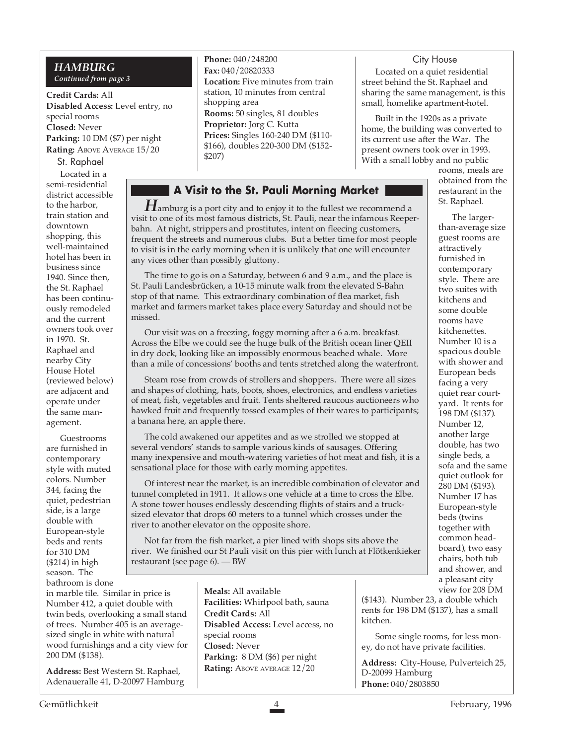## HAMBURG

*Continued from page 3*

**Credit Cards:** All
**Disabled Access:** Level entry, no special rooms
**Closed:** Never
**Parking:** 10 DM ($7) per night
**Rating:** ABOVE AVERAGE 15/20

### St. Raphael

Located in a semi-residential district accessible to the harbor, train station and downtown shopping, this well-maintained hotel has been in business since 1940. Since then, the St. Raphael has been continuously remodeled and the current owners took over in 1970. St. Raphael and nearby City House Hotel (reviewed below) are adjacent and operate under the same management.

Guestrooms are furnished in contemporary style with muted colors. Number 344, facing the quiet, pedestrian side, is a large double with European-style beds and rents for 310 DM ($214) in high season. The bathroom is done in marble tile. Similar in price is Number 412, a quiet double with twin beds, overlooking a small stand of trees. Number 405 is an average-sized single in white with natural wood furnishings and a city view for 200 DM ($138).

**Address:** Best Western St. Raphael, Adenauerallee 41, D-20097 Hamburg
**Phone:** 040/248200
**Fax:** 040/20820333
**Location:** Five minutes from train station, 10 minutes from central shopping area
**Rooms:** 50 singles, 81 doubles
**Proprietor:** Jorg C. Kutta
**Prices:** Singles 160-240 DM ($110-$166), doubles 220-300 DM ($152-$207)
**Meals:** All available
**Facilities:** Whirlpool bath, sauna
**Credit Cards:** All
**Disabled Access:** Level access, no special rooms
**Closed:** Never
**Parking:** 8 DM ($6) per night
**Rating:** ABOVE AVERAGE 12/20

### City House

Located on a quiet residential street behind the St. Raphael and sharing the same management, is this small, homelike apartment-hotel.

Built in the 1920s as a private home, the building was converted to its current use after the War. The present owners took over in 1993. With a small lobby and no public rooms, meals are obtained from the restaurant in the St. Raphael.

The larger-than-average size guest rooms are attractively furnished in contemporary style. There are two suites with kitchens and some double rooms have kitchenettes. Number 10 is a spacious double with shower and European beds facing a very quiet rear courtyard. It rents for 198 DM ($137). Number 12, another large double, has two single beds, a sofa and the same quiet outlook for 280 DM ($193). Number 17 has European-style beds (twins together with common headboard), two easy chairs, both tub and shower, and a pleasant city view for 208 DM ($143). Number 23, a double which rents for 198 DM ($137), has a small kitchen.

Some single rooms, for less money, do not have private facilities.

**Address:** City-House, Pulverteich 25, D-20099 Hamburg
**Phone:** 040/2803850

## A Visit to the St. Pauli Morning Market

Hamburg is a port city and to enjoy it to the fullest we recommend a visit to one of its most famous districts, St. Pauli, near the infamous Reeperbahn. At night, strippers and prostitutes, intent on fleecing customers, frequent the streets and numerous clubs. But a better time for most people to visit is in the early morning when it is unlikely that one will encounter any vices other than possibly gluttony.

The time to go is on a Saturday, between 6 and 9 a.m., and the place is St. Pauli Landesbrücken, a 10-15 minute walk from the elevated S-Bahn stop of that name. This extraordinary combination of flea market, fish market and farmers market takes place every Saturday and should not be missed.

Our visit was on a freezing, foggy morning after a 6 a.m. breakfast. Across the Elbe we could see the huge bulk of the British ocean liner QEII in dry dock, looking like an impossibly enormous beached whale. More than a mile of concessions' booths and tents stretched along the waterfront.

Steam rose from crowds of strollers and shoppers. There were all sizes and shapes of clothing, hats, boots, shoes, electronics, and endless varieties of meat, fish, vegetables and fruit. Tents sheltered raucous auctioneers who hawked fruit and frequently tossed examples of their wares to participants; a banana here, an apple there.

The cold awakened our appetites and as we strolled we stopped at several vendors' stands to sample various kinds of sausages. Offering many inexpensive and mouth-watering varieties of hot meat and fish, it is a sensational place for those with early morning appetites.

Of interest near the market, is an incredible combination of elevator and tunnel completed in 1911. It allows one vehicle at a time to cross the Elbe. A stone tower houses endlessly descending flights of stairs and a truck-sized elevator that drops 60 meters to a tunnel which crosses under the river to another elevator on the opposite shore.

Not far from the fish market, a pier lined with shops sits above the river. We finished our St Pauli visit on this pier with lunch at Flötkenkieker restaurant (see page 6). — BW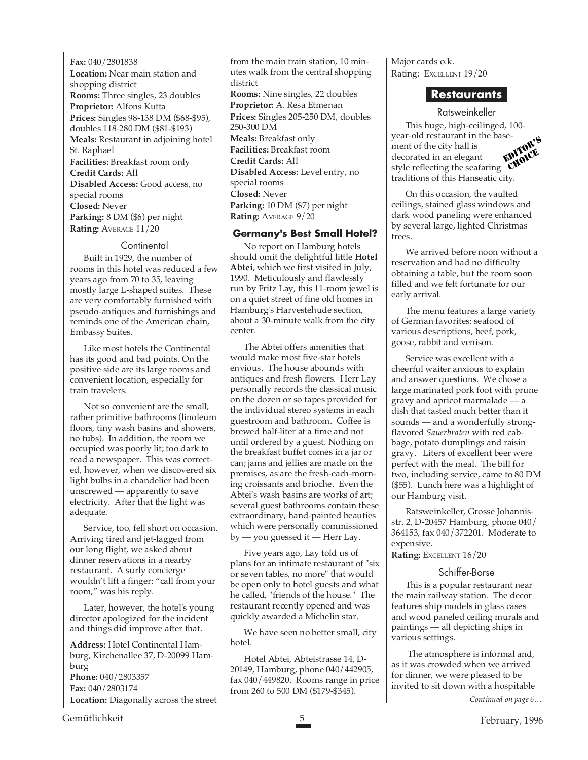**Fax:** 040/2801838
**Location:** Near main station and shopping district
**Rooms:** Three singles, 23 doubles
**Proprietor:** Alfons Kutta
**Prices:** Singles 98-138 DM ($68-$95), doubles 118-280 DM ($81-$193)
**Meals:** Restaurant in adjoining hotel St. Raphael
**Facilities:** Breakfast room only
**Credit Cards:** All
**Disabled Access:** Good access, no special rooms
**Closed:** Never
**Parking:** 8 DM ($6) per night
**Rating:** AVERAGE 11/20

### Continental

Built in 1929, the number of rooms in this hotel was reduced a few years ago from 70 to 35, leaving mostly large L-shaped suites. These are very comfortably furnished with pseudo-antiques and furnishings and reminds one of the American chain, Embassy Suites.

Like most hotels the Continental has its good and bad points. On the positive side are its large rooms and convenient location, especially for train travelers.

Not so convenient are the small, rather primitive bathrooms (linoleum floors, tiny wash basins and showers, no tubs). In addition, the room we occupied was poorly lit; too dark to read a newspaper. This was corrected, however, when we discovered six light bulbs in a chandelier had been unscrewed — apparently to save electricity. After that the light was adequate.

Service, too, fell short on occasion. Arriving tired and jet-lagged from our long flight, we asked about dinner reservations in a nearby restaurant. A surly concierge wouldn't lift a finger: "call from your room," was his reply.

Later, however, the hotel's young director apologized for the incident and things did improve after that.

**Address:** Hotel Continental Hamburg, Kirchenallee 37, D-20099 Hamburg
**Phone:** 040/2803357
**Fax:** 040/2803174
**Location:** Diagonally across the street from the main train station, 10 minutes walk from the central shopping district
**Rooms:** Nine singles, 22 doubles
**Proprietor:** A. Resa Etmenan
**Prices:** Singles 205-250 DM, doubles 250-300 DM
**Meals:** Breakfast only
**Facilities:** Breakfast room
**Credit Cards:** All
**Disabled Access:** Level entry, no special rooms
**Closed:** Never
**Parking:** 10 DM ($7) per night
**Rating:** AVERAGE 9/20

### Germany's Best Small Hotel?

No report on Hamburg hotels should omit the delightful little **Hotel Abtei**, which we first visited in July, 1990. Meticulously and flawlessly run by Fritz Lay, this 11-room jewel is on a quiet street of fine old homes in Hamburg's Harvestehude section, about a 30-minute walk from the city center.

The Abtei offers amenities that would make most five-star hotels envious. The house abounds with antiques and fresh flowers. Herr Lay personally records the classical music on the dozen or so tapes provided for the individual stereo systems in each guestroom and bathroom. Coffee is brewed half-liter at a time and not until ordered by a guest. Nothing on the breakfast buffet comes in a jar or can; jams and jellies are made on the premises, as are the fresh-each-morning croissants and brioche. Even the Abtei's wash basins are works of art; several guest bathrooms contain these extraordinary, hand-painted beauties which were personally commissioned by — you guessed it — Herr Lay.

Five years ago, Lay told us of plans for an intimate restaurant of "six or seven tables, no more" that would be open only to hotel guests and what he called, "friends of the house." The restaurant recently opened and was quickly awarded a Michelin star.

We have seen no better small, city hotel.

Hotel Abtei, Abteistrasse 14, D-20149, Hamburg, phone 040/442905, fax 040/449820. Rooms range in price from 260 to 500 DM ($179-$345). Major cards o.k.
Rating: EXCELLENT 19/20

## Restaurants

### Ratsweinkeller

EDITOR'S CHOICE

This huge, high-ceilinged, 100-year-old restaurant in the basement of the city hall is decorated in an elegant style reflecting the seafaring traditions of this Hanseatic city.

On this occasion, the vaulted ceilings, stained glass windows and dark wood paneling were enhanced by several large, lighted Christmas trees.

We arrived before noon without a reservation and had no difficulty obtaining a table, but the room soon filled and we felt fortunate for our early arrival.

The menu features a large variety of German favorites: seafood of various descriptions, beef, pork, goose, rabbit and venison.

Service was excellent with a cheerful waiter anxious to explain and answer questions. We chose a large marinated pork foot with prune gravy and apricot marmalade — a dish that tasted much better than it sounds — and a wonderfully strong-flavored *Sauerbraten* with red cabbage, potato dumplings and raisin gravy. Liters of excellent beer were perfect with the meal. The bill for two, including service, came to 80 DM ($55). Lunch here was a highlight of our Hamburg visit.

Ratsweinkeller, Grosse Johannisstr. 2, D-20457 Hamburg, phone 040/364153, fax 040/372201. Moderate to expensive.
**Rating:** EXCELLENT 16/20

### Schiffer-Borse

This is a popular restaurant near the main railway station. The decor features ship models in glass cases and wood paneled ceiling murals and paintings — all depicting ships in various settings.

The atmosphere is informal and, as it was crowded when we arrived for dinner, we were pleased to be invited to sit down with a hospitable

*Continued on page 6…*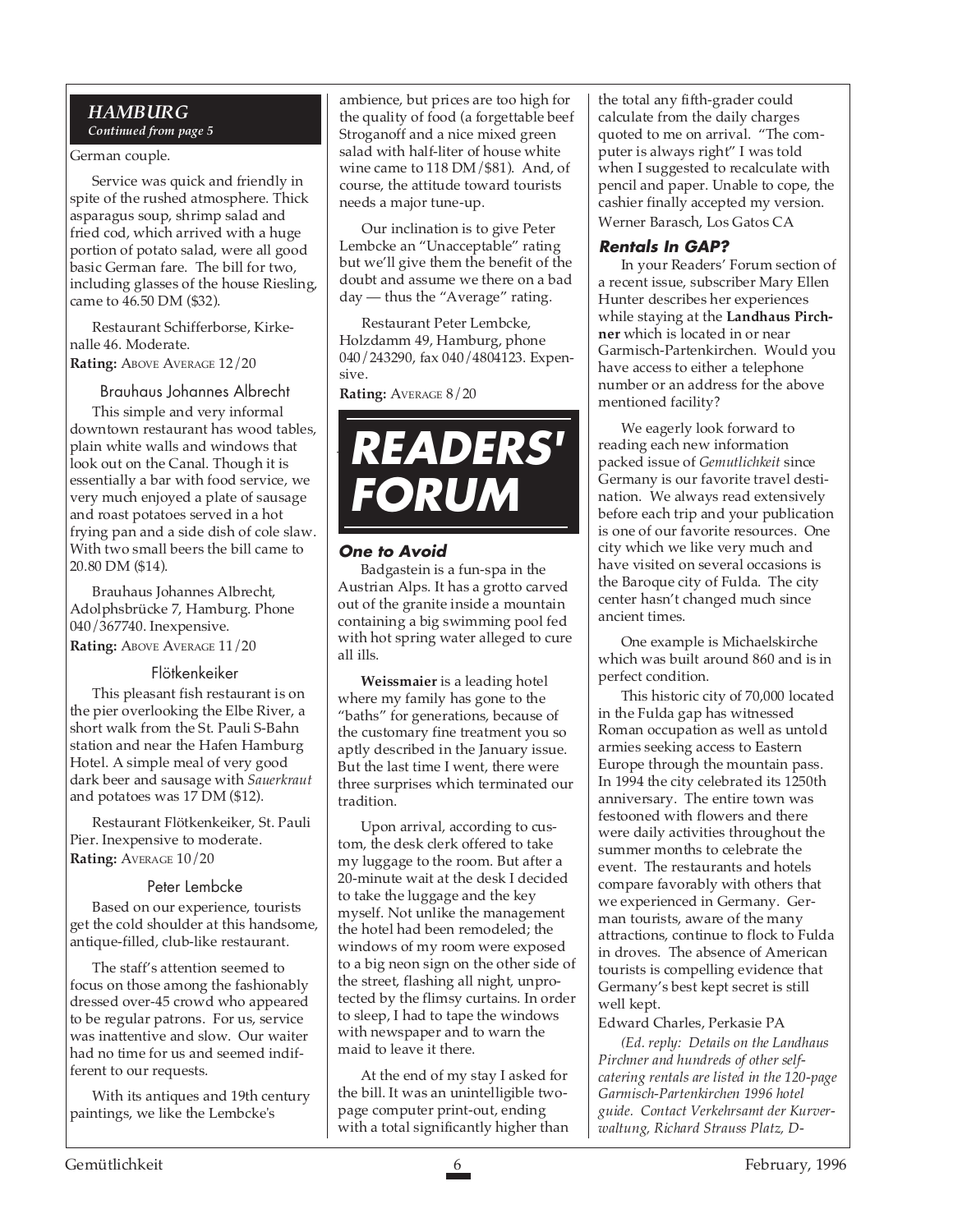## HAMBURG

*Continued from page 5*

German couple.

Service was quick and friendly in spite of the rushed atmosphere. Thick asparagus soup, shrimp salad and fried cod, which arrived with a huge portion of potato salad, were all good basic German fare. The bill for two, including glasses of the house Riesling, came to 46.50 DM ($32).

Restaurant Schifferborse, Kirkenalle 46. Moderate.
**Rating:** ABOVE AVERAGE 12/20

### Brauhaus Johannes Albrecht

This simple and very informal downtown restaurant has wood tables, plain white walls and windows that look out on the Canal. Though it is essentially a bar with food service, we very much enjoyed a plate of sausage and roast potatoes served in a hot frying pan and a side dish of cole slaw. With two small beers the bill came to 20.80 DM ($14).

Brauhaus Johannes Albrecht, Adolphsbrücke 7, Hamburg. Phone 040/367740. Inexpensive.
**Rating:** ABOVE AVERAGE 11/20

### Flötkenkeiker

This pleasant fish restaurant is on the pier overlooking the Elbe River, a short walk from the St. Pauli S-Bahn station and near the Hafen Hamburg Hotel. A simple meal of very good dark beer and sausage with *Sauerkraut* and potatoes was 17 DM ($12).

Restaurant Flötkenkeiker, St. Pauli Pier. Inexpensive to moderate.
**Rating:** AVERAGE 10/20

### Peter Lembcke

Based on our experience, tourists get the cold shoulder at this handsome, antique-filled, club-like restaurant.

The staff's attention seemed to focus on those among the fashionably dressed over-45 crowd who appeared to be regular patrons. For us, service was inattentive and slow. Our waiter had no time for us and seemed indifferent to our requests.

With its antiques and 19th century paintings, we like the Lembcke's ambience, but prices are too high for the quality of food (a forgettable beef Stroganoff and a nice mixed green salad with half-liter of house white wine came to 118 DM/$81). And, of course, the attitude toward tourists needs a major tune-up.

Our inclination is to give Peter Lembcke an "Unacceptable" rating but we'll give them the benefit of the doubt and assume we there on a bad day — thus the "Average" rating.

Restaurant Peter Lembcke, Holzdamm 49, Hamburg, phone 040/243290, fax 040/4804123. Expensive.
**Rating:** AVERAGE 8/20

# READERS' FORUM

### One to Avoid

Badgastein is a fun-spa in the Austrian Alps. It has a grotto carved out of the granite inside a mountain containing a big swimming pool fed with hot spring water alleged to cure all ills.

**Weissmaier** is a leading hotel where my family has gone to the "baths" for generations, because of the customary fine treatment you so aptly described in the January issue. But the last time I went, there were three surprises which terminated our tradition.

Upon arrival, according to custom, the desk clerk offered to take my luggage to the room. But after a 20-minute wait at the desk I decided to take the luggage and the key myself. Not unlike the management the hotel had been remodeled; the windows of my room were exposed to a big neon sign on the other side of the street, flashing all night, unprotected by the flimsy curtains. In order to sleep, I had to tape the windows with newspaper and to warn the maid to leave it there.

At the end of my stay I asked for the bill. It was an unintelligible two-page computer print-out, ending with a total significantly higher than the total any fifth-grader could calculate from the daily charges quoted to me on arrival. "The computer is always right" I was told when I suggested to recalculate with pencil and paper. Unable to cope, the cashier finally accepted my version.

Werner Barasch, Los Gatos CA

### Rentals In GAP?

In your Readers' Forum section of a recent issue, subscriber Mary Ellen Hunter describes her experiences while staying at the **Landhaus Pirchner** which is located in or near Garmisch-Partenkirchen. Would you have access to either a telephone number or an address for the above mentioned facility?

We eagerly look forward to reading each new information packed issue of *Gemutlichkeit* since Germany is our favorite travel destination. We always read extensively before each trip and your publication is one of our favorite resources. One city which we like very much and have visited on several occasions is the Baroque city of Fulda. The city center hasn't changed much since ancient times.

One example is Michaelskirche which was built around 860 and is in perfect condition.

This historic city of 70,000 located in the Fulda gap has witnessed Roman occupation as well as untold armies seeking access to Eastern Europe through the mountain pass. In 1994 the city celebrated its 1250th anniversary. The entire town was festooned with flowers and there were daily activities throughout the summer months to celebrate the event. The restaurants and hotels compare favorably with others that we experienced in Germany. German tourists, aware of the many attractions, continue to flock to Fulda in droves. The absence of American tourists is compelling evidence that Germany's best kept secret is still well kept.

Edward Charles, Perkasie PA

*(Ed. reply: Details on the Landhaus Pirchner and hundreds of other self-catering rentals are listed in the 120-page Garmisch-Partenkirchen 1996 hotel guide. Contact Verkehrsamt der Kurverwaltung, Richard Strauss Platz, D-*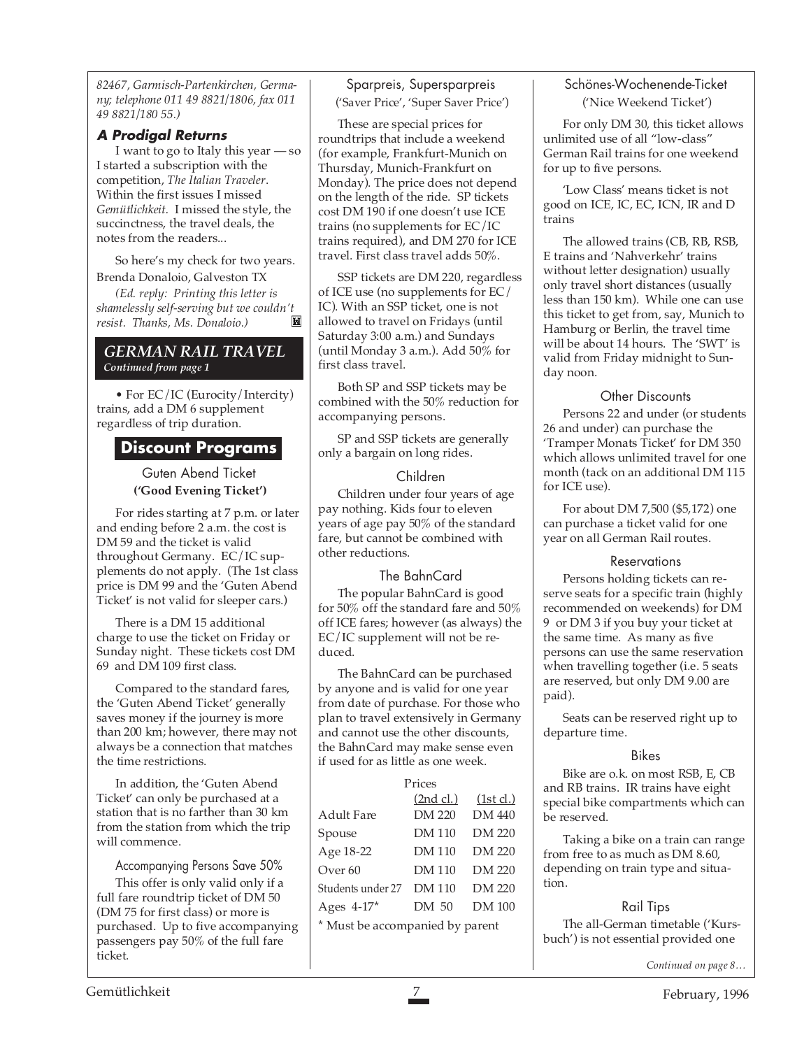*82467, Garmisch-Partenkirchen, Germany; telephone 011 49 8821/1806, fax 011 49 8821/180 55.)*

### *A Prodigal Returns*

I want to go to Italy this year — so I started a subscription with the competition, *The Italian Traveler*. Within the first issues I missed *Gemütlichkeit.* I missed the style, the succinctness, the travel deals, the notes from the readers...

So here's my check for two years.
Brenda Donaloio, Galveston TX

*(Ed. reply: Printing this letter is shamelessly self-serving but we couldn't resist. Thanks, Ms. Donaloio.)*

## *GERMAN RAIL TRAVEL*
*Continued from page 1*

• For EC/IC (Eurocity/Intercity) trains, add a DM 6 supplement regardless of trip duration.

## Discount Programs

### Guten Abend Ticket
**('Good Evening Ticket')**

For rides starting at 7 p.m. or later and ending before 2 a.m. the cost is DM 59 and the ticket is valid throughout Germany. EC/IC supplements do not apply. (The 1st class price is DM 99 and the 'Guten Abend Ticket' is not valid for sleeper cars.)

There is a DM 15 additional charge to use the ticket on Friday or Sunday night. These tickets cost DM 69 and DM 109 first class.

Compared to the standard fares, the 'Guten Abend Ticket' generally saves money if the journey is more than 200 km; however, there may not always be a connection that matches the time restrictions.

In addition, the 'Guten Abend Ticket' can only be purchased at a station that is no farther than 30 km from the station from which the trip will commence.

### Accompanying Persons Save 50%

This offer is only valid only if a full fare roundtrip ticket of DM 50 (DM 75 for first class) or more is purchased. Up to five accompanying passengers pay 50% of the full fare ticket.

### Sparpreis, Supersparpreis
('Saver Price', 'Super Saver Price')

These are special prices for roundtrips that include a weekend (for example, Frankfurt-Munich on Thursday, Munich-Frankfurt on Monday). The price does not depend on the length of the ride. SP tickets cost DM 190 if one doesn't use ICE trains (no supplements for EC/IC trains required), and DM 270 for ICE travel. First class travel adds 50%.

SSP tickets are DM 220, regardless of ICE use (no supplements for EC/IC). With an SSP ticket, one is not allowed to travel on Fridays (until Saturday 3:00 a.m.) and Sundays (until Monday 3 a.m.). Add 50% for first class travel.

Both SP and SSP tickets may be combined with the 50% reduction for accompanying persons.

SP and SSP tickets are generally only a bargain on long rides.

### Children

Children under four years of age pay nothing. Kids four to eleven years of age pay 50% of the standard fare, but cannot be combined with other reductions.

### The BahnCard

The popular BahnCard is good for 50% off the standard fare and 50% off ICE fares; however (as always) the EC/IC supplement will not be reduced.

The BahnCard can be purchased by anyone and is valid for one year from date of purchase. For those who plan to travel extensively in Germany and cannot use the other discounts, the BahnCard may make sense even if used for as little as one week.

Prices

| | (2nd cl.) | (1st cl.) |
|---|---|---|
| Adult Fare | DM 220 | DM 440 |
| Spouse | DM 110 | DM 220 |
| Age 18-22 | DM 110 | DM 220 |
| Over 60 | DM 110 | DM 220 |
| Students under 27 | DM 110 | DM 220 |
| Ages 4-17* | DM 50 | DM 100 |

\* Must be accompanied by parent

### Schönes-Wochenende-Ticket
('Nice Weekend Ticket')

For only DM 30, this ticket allows unlimited use of all "low-class" German Rail trains for one weekend for up to five persons.

'Low Class' means ticket is not good on ICE, IC, EC, ICN, IR and D trains

The allowed trains (CB, RB, RSB, E trains and 'Nahverkehr' trains without letter designation) usually only travel short distances (usually less than 150 km). While one can use this ticket to get from, say, Munich to Hamburg or Berlin, the travel time will be about 14 hours. The 'SWT' is valid from Friday midnight to Sunday noon.

### Other Discounts

Persons 22 and under (or students 26 and under) can purchase the 'Tramper Monats Ticket' for DM 350 which allows unlimited travel for one month (tack on an additional DM 115 for ICE use).

For about DM 7,500 ($5,172) one can purchase a ticket valid for one year on all German Rail routes.

### Reservations

Persons holding tickets can reserve seats for a specific train (highly recommended on weekends) for DM 9 or DM 3 if you buy your ticket at the same time. As many as five persons can use the same reservation when travelling together (i.e. 5 seats are reserved, but only DM 9.00 are paid).

Seats can be reserved right up to departure time.

### Bikes

Bike are o.k. on most RSB, E, CB and RB trains. IR trains have eight special bike compartments which can be reserved.

Taking a bike on a train can range from free to as much as DM 8.60, depending on train type and situation.

### Rail Tips

The all-German timetable ('Kursbuch') is not essential provided one

*Continued on page 8…*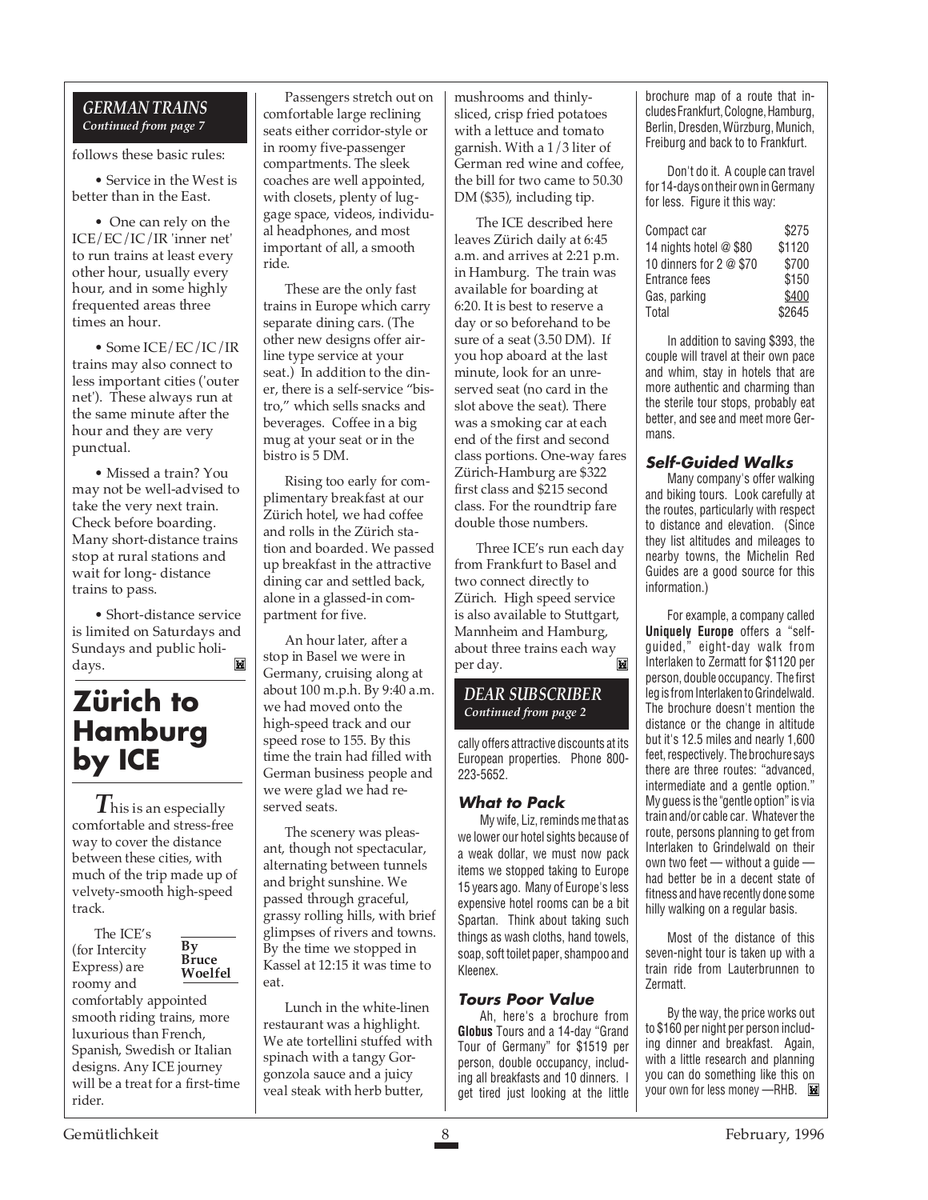*GERMAN TRAINS*
*Continued from page 7*

follows these basic rules:

• Service in the West is better than in the East.

• One can rely on the ICE/EC/IC/IR 'inner net' to run trains at least every other hour, usually every hour, and in some highly frequented areas three times an hour.

• Some ICE/EC/IC/IR trains may also connect to less important cities ('outer net'). These always run at the same minute after the hour and they are very punctual.

• Missed a train? You may not be well-advised to take the very next train. Check before boarding. Many short-distance trains stop at rural stations and wait for long- distance trains to pass.

• Short-distance service is limited on Saturdays and Sundays and public holidays.

# Zürich to Hamburg by ICE

**By Bruce Woelfel**

This is an especially comfortable and stress-free way to cover the distance between these cities, with much of the trip made up of velvety-smooth high-speed track.

The ICE's (for Intercity Express) are roomy and comfortably appointed smooth riding trains, more luxurious than French, Spanish, Swedish or Italian designs. Any ICE journey will be a treat for a first-time rider.

Passengers stretch out on comfortable large reclining seats either corridor-style or in roomy five-passenger compartments. The sleek coaches are well appointed, with closets, plenty of luggage space, videos, individual headphones, and most important of all, a smooth ride.

These are the only fast trains in Europe which carry separate dining cars. (The other new designs offer airline type service at your seat.) In addition to the diner, there is a self-service "bistro," which sells snacks and beverages. Coffee in a big mug at your seat or in the bistro is 5 DM.

Rising too early for complimentary breakfast at our Zürich hotel, we had coffee and rolls in the Zürich station and boarded. We passed up breakfast in the attractive dining car and settled back, alone in a glassed-in compartment for five.

An hour later, after a stop in Basel we were in Germany, cruising along at about 100 m.p.h. By 9:40 a.m. we had moved onto the high-speed track and our speed rose to 155. By this time the train had filled with German business people and we were glad we had reserved seats.

The scenery was pleasant, though not spectacular, alternating between tunnels and bright sunshine. We passed through graceful, grassy rolling hills, with brief glimpses of rivers and towns. By the time we stopped in Kassel at 12:15 it was time to eat.

Lunch in the white-linen restaurant was a highlight. We ate tortellini stuffed with spinach with a tangy Gorgonzola sauce and a juicy veal steak with herb butter, mushrooms and thinly-sliced, crisp fried potatoes with a lettuce and tomato garnish. With a 1/3 liter of German red wine and coffee, the bill for two came to 50.30 DM ($35), including tip.

The ICE described here leaves Zürich daily at 6:45 a.m. and arrives at 2:21 p.m. in Hamburg. The train was available for boarding at 6:20. It is best to reserve a day or so beforehand to be sure of a seat (3.50 DM). If you hop aboard at the last minute, look for an unreserved seat (no card in the slot above the seat). There was a smoking car at each end of the first and second class portions. One-way fares Zürich-Hamburg are $322 first class and $215 second class. For the roundtrip fare double those numbers.

Three ICE's run each day from Frankfurt to Basel and two connect directly to Zürich. High speed service is also available to Stuttgart, Mannheim and Hamburg, about three trains each way per day.

*DEAR SUBSCRIBER*
*Continued from page 2*

cally offers attractive discounts at its European properties. Phone 800-223-5652.

### What to Pack

My wife, Liz, reminds me that as we lower our hotel sights because of a weak dollar, we must now pack items we stopped taking to Europe 15 years ago. Many of Europe's less expensive hotel rooms can be a bit Spartan. Think about taking such things as wash cloths, hand towels, soap, soft toilet paper, shampoo and Kleenex.

### Tours Poor Value

Ah, here's a brochure from **Globus** Tours and a 14-day "Grand Tour of Germany" for $1519 per person, double occupancy, including all breakfasts and 10 dinners. I get tired just looking at the little brochure map of a route that includes Frankfurt, Cologne, Hamburg, Berlin, Dresden, Würzburg, Munich, Freiburg and back to to Frankfurt.

Don't do it. A couple can travel for 14-days on their own in Germany for less. Figure it this way:

| | |
|---|---|
| Compact car | $275 |
| 14 nights hotel @ $80 | $1120 |
| 10 dinners for 2 @ $70 | $700 |
| Entrance fees | $150 |
| Gas, parking | $400 |
| Total | $2645 |

In addition to saving $393, the couple will travel at their own pace and whim, stay in hotels that are more authentic and charming than the sterile tour stops, probably eat better, and see and meet more Germans.

### Self-Guided Walks

Many company's offer walking and biking tours. Look carefully at the routes, particularly with respect to distance and elevation. (Since they list altitudes and mileages to nearby towns, the Michelin Red Guides are a good source for this information.)

For example, a company called **Uniquely Europe** offers a "self-guided," eight-day walk from Interlaken to Zermatt for $1120 per person, double occupancy. The first leg is from Interlaken to Grindelwald. The brochure doesn't mention the distance or the change in altitude but it's 12.5 miles and nearly 1,600 feet, respectively. The brochure says there are three routes: "advanced, intermediate and a gentle option." My guess is the "gentle option" is via train and/or cable car. Whatever the route, persons planning to get from Interlaken to Grindelwald on their own two feet — without a guide — had better be in a decent state of fitness and have recently done some hilly walking on a regular basis.

Most of the distance of this seven-night tour is taken up with a train ride from Lauterbrunnen to Zermatt.

By the way, the price works out to $160 per night per person including dinner and breakfast. Again, with a little research and planning you can do something like this on your own for less money —RHB.